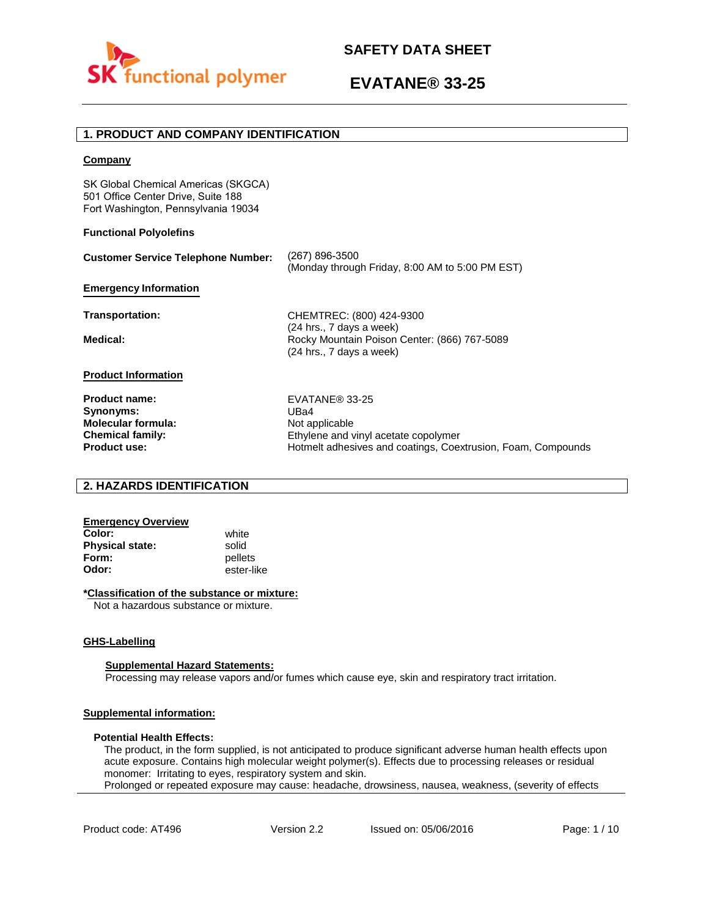# SAFETY DATA SHEET

# EVATANE® 33-25

## 1. PRODUCT AND COMPANY IDENTIFICATION

**Company**

SK Global Chemical Americas (SKGCA)
501 Office Center Drive, Suite 188
Fort Washington, Pennsylvania 19034

**Functional Polyolefins**

| | |
|---|---|
| **Customer Service Telephone Number:** | (267) 896-3500<br>(Monday through Friday, 8:00 AM to 5:00 PM EST) |

**Emergency Information**

| | |
|---|---|
| **Transportation:** | CHEMTREC: (800) 424-9300<br>(24 hrs., 7 days a week) |
| **Medical:** | Rocky Mountain Poison Center: (866) 767-5089<br>(24 hrs., 7 days a week) |

**Product Information**

| | |
|---|---|
| **Product name:** | EVATANE® 33-25 |
| **Synonyms:** | UBa4 |
| **Molecular formula:** | Not applicable |
| **Chemical family:** | Ethylene and vinyl acetate copolymer |
| **Product use:** | Hotmelt adhesives and coatings, Coextrusion, Foam, Compounds |

## 2. HAZARDS IDENTIFICATION

**Emergency Overview**

| | |
|---|---|
| **Color:** | white |
| **Physical state:** | solid |
| **Form:** | pellets |
| **Odor:** | ester-like |

**\*Classification of the substance or mixture:**

Not a hazardous substance or mixture.

**GHS-Labelling**

**Supplemental Hazard Statements:**

Processing may release vapors and/or fumes which cause eye, skin and respiratory tract irritation.

**Supplemental information:**

**Potential Health Effects:**

The product, in the form supplied, is not anticipated to produce significant adverse human health effects upon acute exposure. Contains high molecular weight polymer(s). Effects due to processing releases or residual monomer: Irritating to eyes, respiratory system and skin.
Prolonged or repeated exposure may cause: headache, drowsiness, nausea, weakness, (severity of effects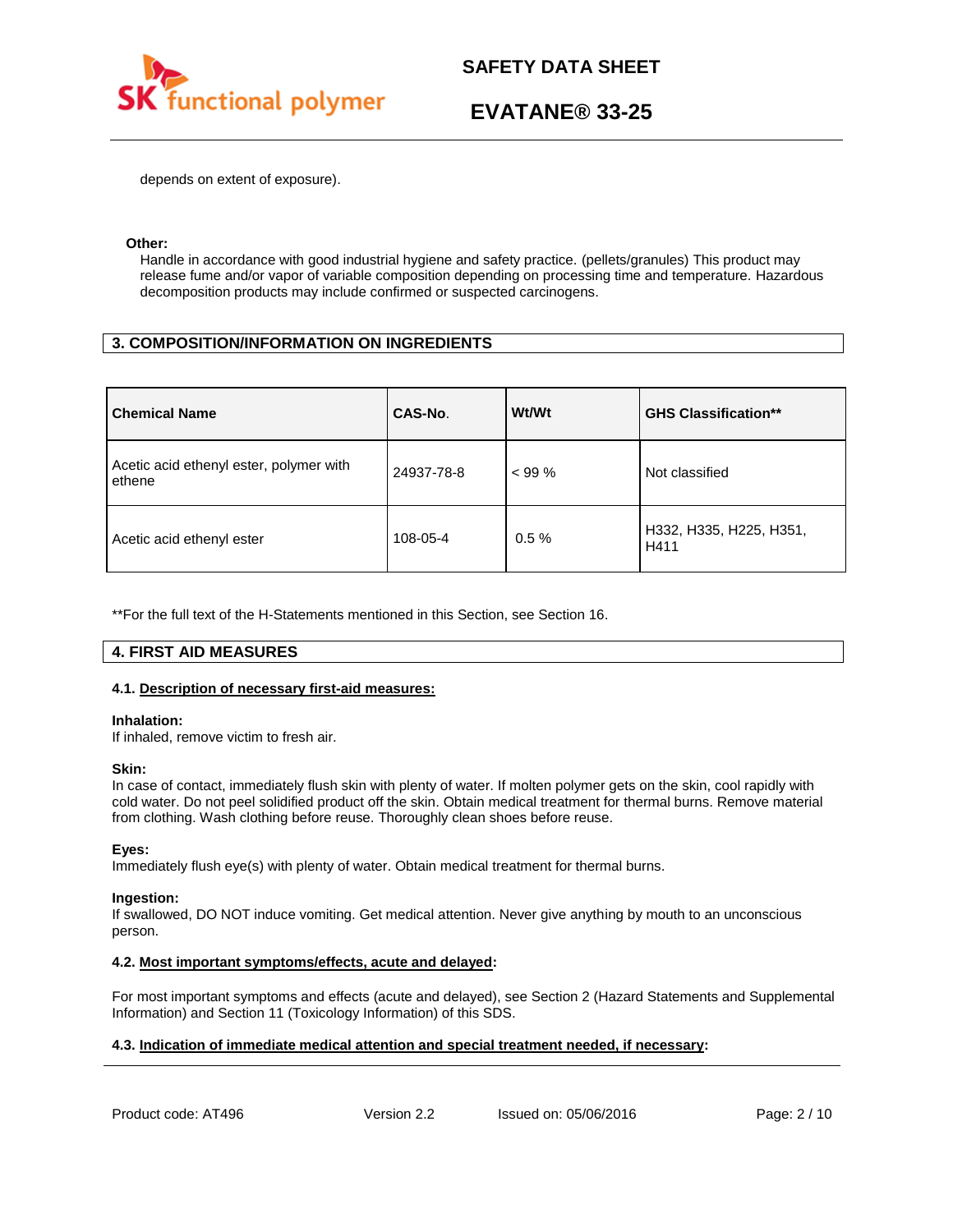depends on extent of exposure).

**Other:**

Handle in accordance with good industrial hygiene and safety practice. (pellets/granules) This product may release fume and/or vapor of variable composition depending on processing time and temperature. Hazardous decomposition products may include confirmed or suspected carcinogens.

## 3. COMPOSITION/INFORMATION ON INGREDIENTS

| Chemical Name | CAS-No. | Wt/Wt | GHS Classification** |
|---|---|---|---|
| Acetic acid ethenyl ester, polymer with ethene | 24937-78-8 | < 99 % | Not classified |
| Acetic acid ethenyl ester | 108-05-4 | 0.5 % | H332, H335, H225, H351, H411 |

**For the full text of the H-Statements mentioned in this Section, see Section 16.

## 4. FIRST AID MEASURES

### 4.1. Description of necessary first-aid measures:

**Inhalation:**

If inhaled, remove victim to fresh air.

**Skin:**

In case of contact, immediately flush skin with plenty of water. If molten polymer gets on the skin, cool rapidly with cold water. Do not peel solidified product off the skin. Obtain medical treatment for thermal burns. Remove material from clothing. Wash clothing before reuse. Thoroughly clean shoes before reuse.

**Eyes:**

Immediately flush eye(s) with plenty of water. Obtain medical treatment for thermal burns.

**Ingestion:**

If swallowed, DO NOT induce vomiting. Get medical attention. Never give anything by mouth to an unconscious person.

### 4.2. Most important symptoms/effects, acute and delayed:

For most important symptoms and effects (acute and delayed), see Section 2 (Hazard Statements and Supplemental Information) and Section 11 (Toxicology Information) of this SDS.

### 4.3. Indication of immediate medical attention and special treatment needed, if necessary: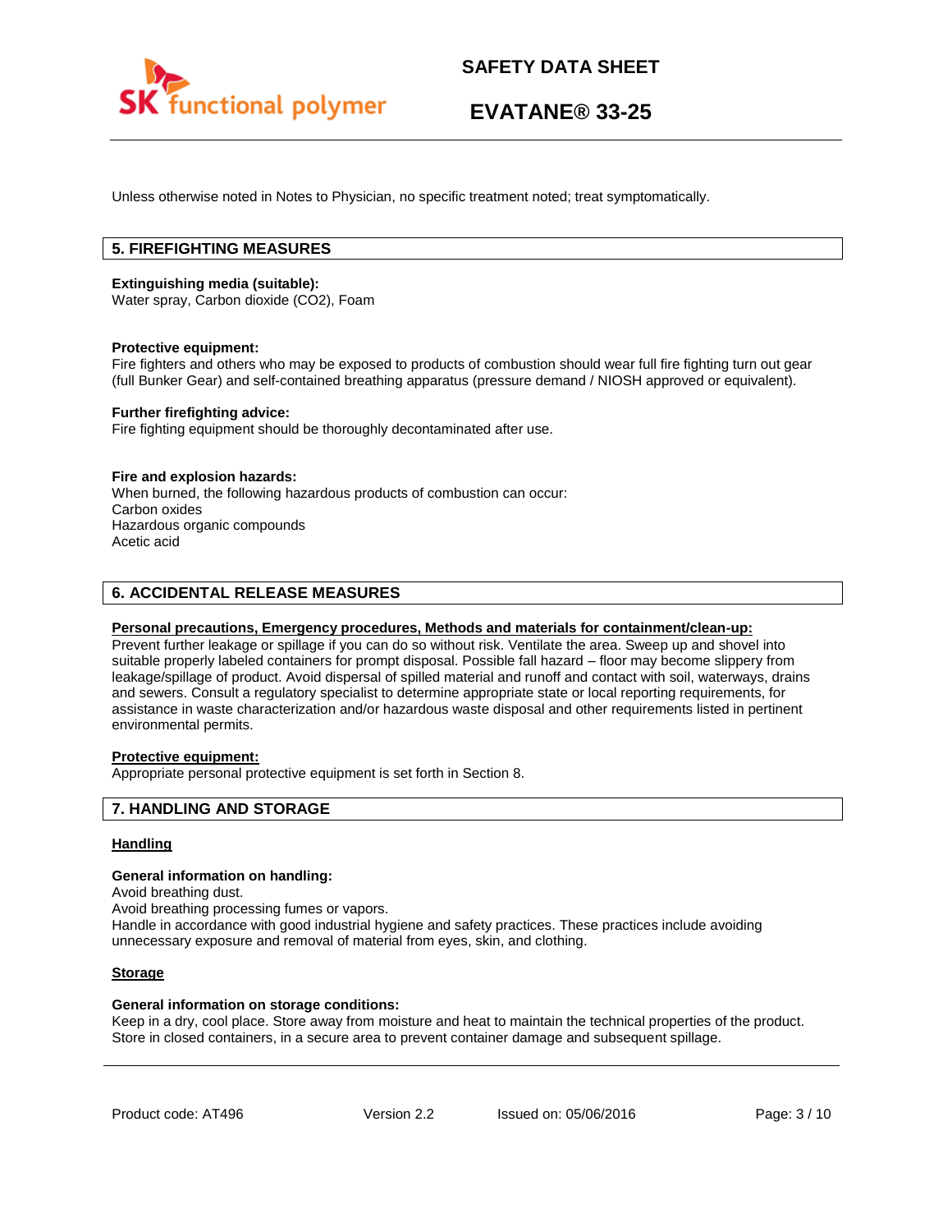Unless otherwise noted in Notes to Physician, no specific treatment noted; treat symptomatically.

## 5. FIREFIGHTING MEASURES

**Extinguishing media (suitable):**
Water spray, Carbon dioxide ($CO_2$), Foam

**Protective equipment:**
Fire fighters and others who may be exposed to products of combustion should wear full fire fighting turn out gear (full Bunker Gear) and self-contained breathing apparatus (pressure demand / NIOSH approved or equivalent).

**Further firefighting advice:**
Fire fighting equipment should be thoroughly decontaminated after use.

**Fire and explosion hazards:**
When burned, the following hazardous products of combustion can occur:
Carbon oxides
Hazardous organic compounds
Acetic acid

## 6. ACCIDENTAL RELEASE MEASURES

**Personal precautions, Emergency procedures, Methods and materials for containment/clean-up:**
Prevent further leakage or spillage if you can do so without risk. Ventilate the area. Sweep up and shovel into suitable properly labeled containers for prompt disposal. Possible fall hazard – floor may become slippery from leakage/spillage of product. Avoid dispersal of spilled material and runoff and contact with soil, waterways, drains and sewers. Consult a regulatory specialist to determine appropriate state or local reporting requirements, for assistance in waste characterization and/or hazardous waste disposal and other requirements listed in pertinent environmental permits.

**Protective equipment:**
Appropriate personal protective equipment is set forth in Section 8.

## 7. HANDLING AND STORAGE

**Handling**

**General information on handling:**
Avoid breathing dust.
Avoid breathing processing fumes or vapors.
Handle in accordance with good industrial hygiene and safety practices. These practices include avoiding unnecessary exposure and removal of material from eyes, skin, and clothing.

**Storage**

**General information on storage conditions:**
Keep in a dry, cool place. Store away from moisture and heat to maintain the technical properties of the product. Store in closed containers, in a secure area to prevent container damage and subsequent spillage.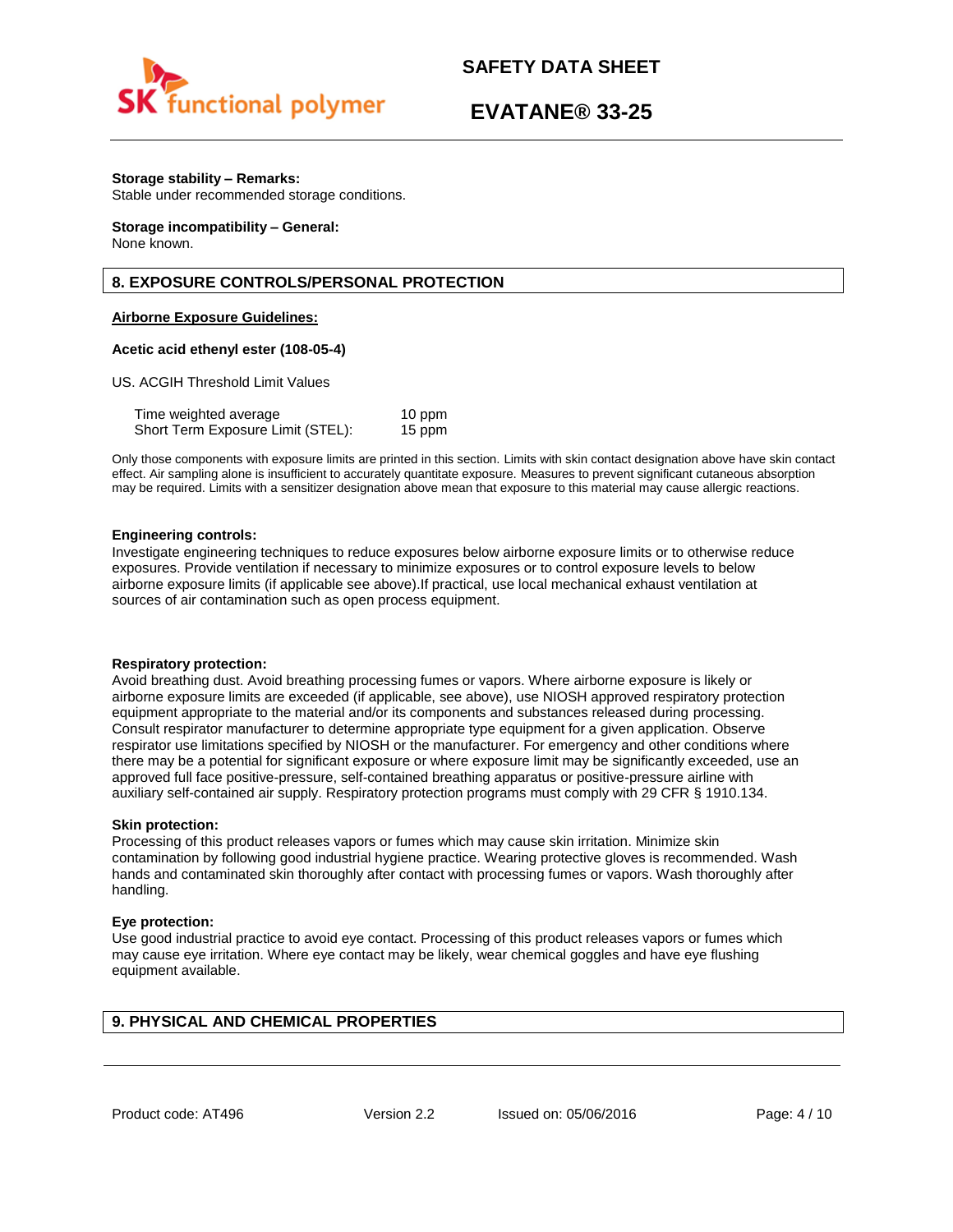**Storage stability – Remarks:**
Stable under recommended storage conditions.

**Storage incompatibility – General:**
None known.

## 8. EXPOSURE CONTROLS/PERSONAL PROTECTION

**Airborne Exposure Guidelines:**

**Acetic acid ethenyl ester (108-05-4)**

US. ACGIH Threshold Limit Values

| | |
|---|---|
| Time weighted average | 10 ppm |
| Short Term Exposure Limit (STEL): | 15 ppm |

Only those components with exposure limits are printed in this section. Limits with skin contact designation above have skin contact effect. Air sampling alone is insufficient to accurately quantitate exposure. Measures to prevent significant cutaneous absorption may be required. Limits with a sensitizer designation above mean that exposure to this material may cause allergic reactions.

**Engineering controls:**
Investigate engineering techniques to reduce exposures below airborne exposure limits or to otherwise reduce exposures. Provide ventilation if necessary to minimize exposures or to control exposure levels to below airborne exposure limits (if applicable see above).If practical, use local mechanical exhaust ventilation at sources of air contamination such as open process equipment.

**Respiratory protection:**
Avoid breathing dust. Avoid breathing processing fumes or vapors. Where airborne exposure is likely or airborne exposure limits are exceeded (if applicable, see above), use NIOSH approved respiratory protection equipment appropriate to the material and/or its components and substances released during processing. Consult respirator manufacturer to determine appropriate type equipment for a given application. Observe respirator use limitations specified by NIOSH or the manufacturer. For emergency and other conditions where there may be a potential for significant exposure or where exposure limit may be significantly exceeded, use an approved full face positive-pressure, self-contained breathing apparatus or positive-pressure airline with auxiliary self-contained air supply. Respiratory protection programs must comply with 29 CFR § 1910.134.

**Skin protection:**
Processing of this product releases vapors or fumes which may cause skin irritation. Minimize skin contamination by following good industrial hygiene practice. Wearing protective gloves is recommended. Wash hands and contaminated skin thoroughly after contact with processing fumes or vapors. Wash thoroughly after handling.

**Eye protection:**
Use good industrial practice to avoid eye contact. Processing of this product releases vapors or fumes which may cause eye irritation. Where eye contact may be likely, wear chemical goggles and have eye flushing equipment available.

## 9. PHYSICAL AND CHEMICAL PROPERTIES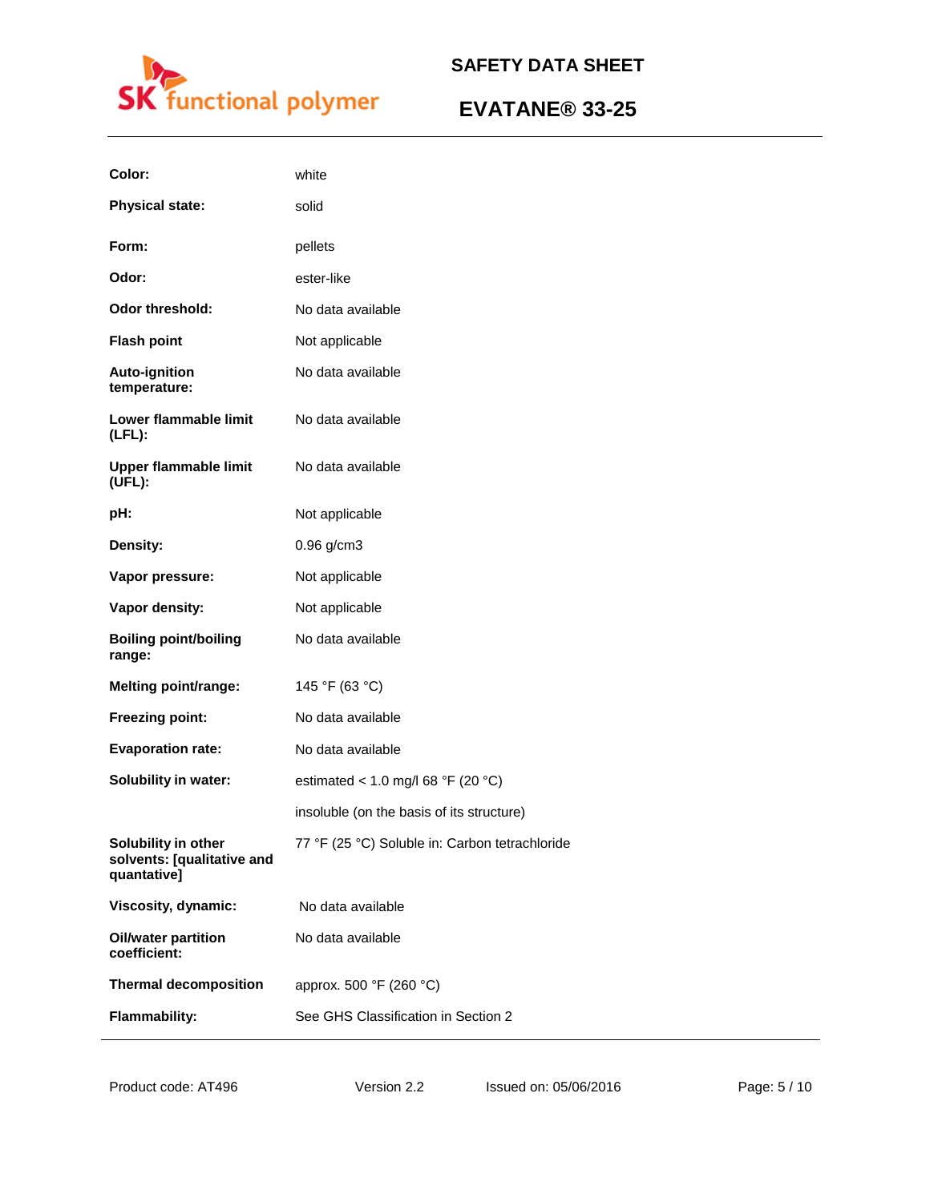| | |
|---|---|
| **Color:** | white |
| **Physical state:** | solid |
| **Form:** | pellets |
| **Odor:** | ester-like |
| **Odor threshold:** | No data available |
| **Flash point** | Not applicable |
| **Auto-ignition temperature:** | No data available |
| **Lower flammable limit (LFL):** | No data available |
| **Upper flammable limit (UFL):** | No data available |
| **pH:** | Not applicable |
| **Density:** | 0.96 g/cm3 |
| **Vapor pressure:** | Not applicable |
| **Vapor density:** | Not applicable |
| **Boiling point/boiling range:** | No data available |
| **Melting point/range:** | 145 °F (63 °C) |
| **Freezing point:** | No data available |
| **Evaporation rate:** | No data available |
| **Solubility in water:** | estimated < 1.0 mg/l 68 °F (20 °C) |
| | insoluble (on the basis of its structure) |
| **Solubility in other solvents: [qualitative and quantative]** | 77 °F (25 °C) Soluble in: Carbon tetrachloride |
| **Viscosity, dynamic:** | No data available |
| **Oil/water partition coefficient:** | No data available |
| **Thermal decomposition** | approx. 500 °F (260 °C) |
| **Flammability:** | See GHS Classification in Section 2 |

Product code: AT496 Version 2.2 Issued on: 05/06/2016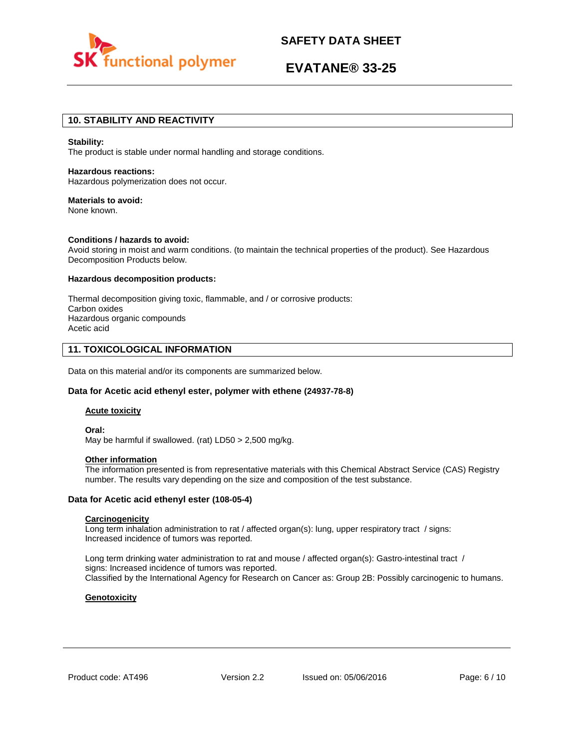## 10. STABILITY AND REACTIVITY

**Stability:**
The product is stable under normal handling and storage conditions.

**Hazardous reactions:**
Hazardous polymerization does not occur.

**Materials to avoid:**
None known.

**Conditions / hazards to avoid:**
Avoid storing in moist and warm conditions. (to maintain the technical properties of the product). See Hazardous Decomposition Products below.

**Hazardous decomposition products:**

Thermal decomposition giving toxic, flammable, and / or corrosive products:
Carbon oxides
Hazardous organic compounds
Acetic acid

## 11. TOXICOLOGICAL INFORMATION

Data on this material and/or its components are summarized below.

**Data for Acetic acid ethenyl ester, polymer with ethene (24937-78-8)**

**Acute toxicity**

**Oral:**
May be harmful if swallowed. (rat) LD50 > 2,500 mg/kg.

**Other information**
The information presented is from representative materials with this Chemical Abstract Service (CAS) Registry number. The results vary depending on the size and composition of the test substance.

**Data for Acetic acid ethenyl ester (108-05-4)**

**Carcinogenicity**
Long term inhalation administration to rat / affected organ(s): lung, upper respiratory tract / signs: Increased incidence of tumors was reported.

Long term drinking water administration to rat and mouse / affected organ(s): Gastro-intestinal tract / signs: Increased incidence of tumors was reported.
Classified by the International Agency for Research on Cancer as: Group 2B: Possibly carcinogenic to humans.

**Genotoxicity**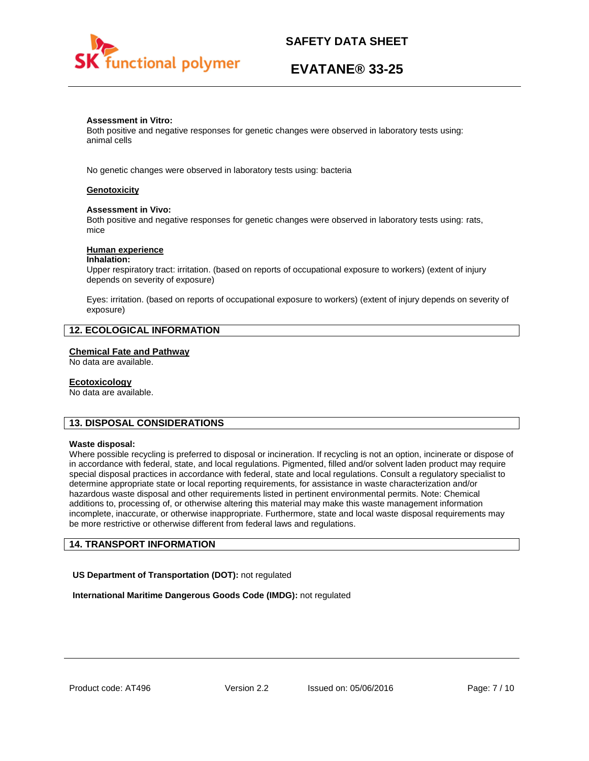**Assessment in Vitro:**
Both positive and negative responses for genetic changes were observed in laboratory tests using: animal cells

No genetic changes were observed in laboratory tests using: bacteria

**Genotoxicity**

**Assessment in Vivo:**
Both positive and negative responses for genetic changes were observed in laboratory tests using: rats, mice

**Human experience**

**Inhalation:**
Upper respiratory tract: irritation. (based on reports of occupational exposure to workers) (extent of injury depends on severity of exposure)

Eyes: irritation. (based on reports of occupational exposure to workers) (extent of injury depends on severity of exposure)

## 12. ECOLOGICAL INFORMATION

**Chemical Fate and Pathway**
No data are available.

**Ecotoxicology**
No data are available.

## 13. DISPOSAL CONSIDERATIONS

**Waste disposal:**
Where possible recycling is preferred to disposal or incineration. If recycling is not an option, incinerate or dispose of in accordance with federal, state, and local regulations. Pigmented, filled and/or solvent laden product may require special disposal practices in accordance with federal, state and local regulations. Consult a regulatory specialist to determine appropriate state or local reporting requirements, for assistance in waste characterization and/or hazardous waste disposal and other requirements listed in pertinent environmental permits. Note: Chemical additions to, processing of, or otherwise altering this material may make this waste management information incomplete, inaccurate, or otherwise inappropriate. Furthermore, state and local waste disposal requirements may be more restrictive or otherwise different from federal laws and regulations.

## 14. TRANSPORT INFORMATION

**US Department of Transportation (DOT):** not regulated

**International Maritime Dangerous Goods Code (IMDG):** not regulated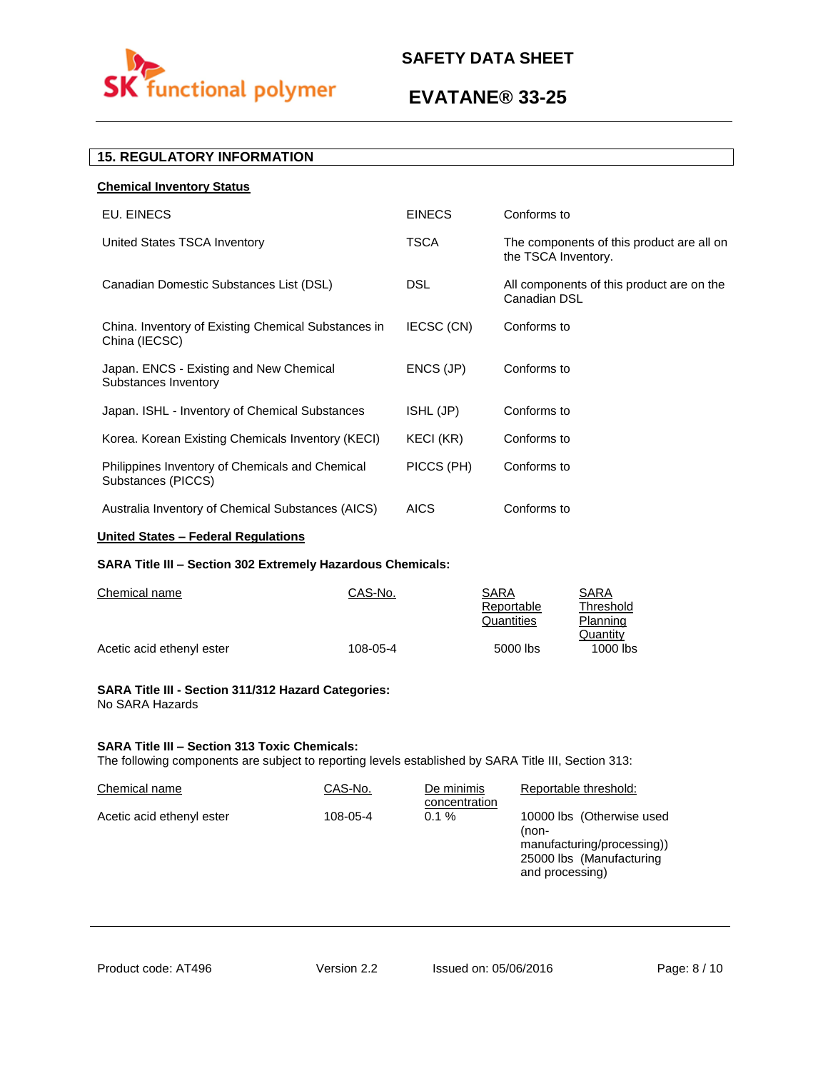## 15. REGULATORY INFORMATION

**Chemical Inventory Status**

| | | |
|---|---|---|
| EU. EINECS | EINECS | Conforms to |
| United States TSCA Inventory | TSCA | The components of this product are all on the TSCA Inventory. |
| Canadian Domestic Substances List (DSL) | DSL | All components of this product are on the Canadian DSL |
| China. Inventory of Existing Chemical Substances in China (IECSC) | IECSC (CN) | Conforms to |
| Japan. ENCS - Existing and New Chemical Substances Inventory | ENCS (JP) | Conforms to |
| Japan. ISHL - Inventory of Chemical Substances | ISHL (JP) | Conforms to |
| Korea. Korean Existing Chemicals Inventory (KECI) | KECI (KR) | Conforms to |
| Philippines Inventory of Chemicals and Chemical Substances (PICCS) | PICCS (PH) | Conforms to |
| Australia Inventory of Chemical Substances (AICS) | AICS | Conforms to |

**United States – Federal Regulations**

**SARA Title III – Section 302 Extremely Hazardous Chemicals:**

| Chemical name | CAS-No. | SARA Reportable Quantities | SARA Threshold Planning Quantity |
|---|---|---|---|
| Acetic acid ethenyl ester | 108-05-4 | 5000 lbs | 1000 lbs |

**SARA Title III - Section 311/312 Hazard Categories:**
No SARA Hazards

**SARA Title III – Section 313 Toxic Chemicals:**
The following components are subject to reporting levels established by SARA Title III, Section 313:

| Chemical name | CAS-No. | De minimis concentration | Reportable threshold: |
|---|---|---|---|
| Acetic acid ethenyl ester | 108-05-4 | 0.1 % | 10000 lbs (Otherwise used (non-manufacturing/processing)) 25000 lbs (Manufacturing and processing) |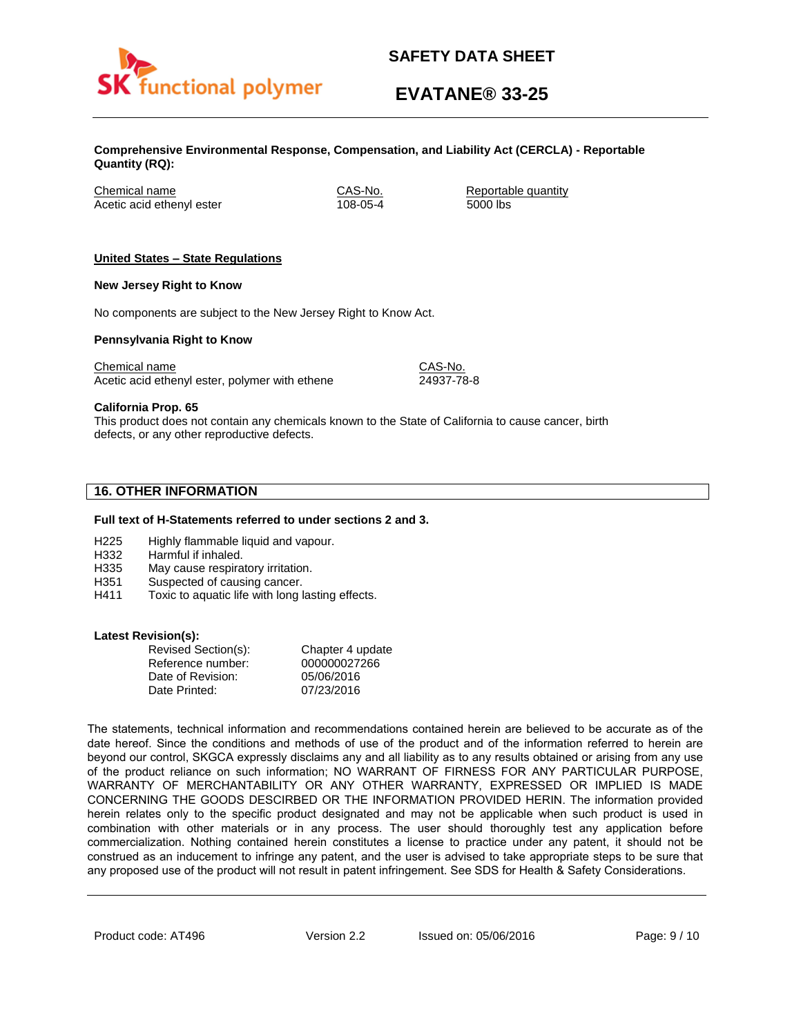**Comprehensive Environmental Response, Compensation, and Liability Act (CERCLA) - Reportable Quantity (RQ):**

| Chemical name | CAS-No. | Reportable quantity |
| --- | --- | --- |
| Acetic acid ethenyl ester | 108-05-4 | 5000 lbs |

**United States – State Regulations**

**New Jersey Right to Know**

No components are subject to the New Jersey Right to Know Act.

**Pennsylvania Right to Know**

| Chemical name | CAS-No. |
| --- | --- |
| Acetic acid ethenyl ester, polymer with ethene | 24937-78-8 |

**California Prop. 65**
This product does not contain any chemicals known to the State of California to cause cancer, birth defects, or any other reproductive defects.

## 16. OTHER INFORMATION

**Full text of H-Statements referred to under sections 2 and 3.**

| | |
| --- | --- |
| H225 | Highly flammable liquid and vapour. |
| H332 | Harmful if inhaled. |
| H335 | May cause respiratory irritation. |
| H351 | Suspected of causing cancer. |
| H411 | Toxic to aquatic life with long lasting effects. |

**Latest Revision(s):**

| | |
| --- | --- |
| Revised Section(s): | Chapter 4 update |
| Reference number: | 000000027266 |
| Date of Revision: | 05/06/2016 |
| Date Printed: | 07/23/2016 |

The statements, technical information and recommendations contained herein are believed to be accurate as of the date hereof. Since the conditions and methods of use of the product and of the information referred to herein are beyond our control, SKGCA expressly disclaims any and all liability as to any results obtained or arising from any use of the product reliance on such information; NO WARRANT OF FIRNESS FOR ANY PARTICULAR PURPOSE, WARRANTY OF MERCHANTABILITY OR ANY OTHER WARRANTY, EXPRESSED OR IMPLIED IS MADE CONCERNING THE GOODS DESCIRBED OR THE INFORMATION PROVIDED HERIN. The information provided herein relates only to the specific product designated and may not be applicable when such product is used in combination with other materials or in any process. The user should thoroughly test any application before commercialization. Nothing contained herein constitutes a license to practice under any patent, it should not be construed as an inducement to infringe any patent, and the user is advised to take appropriate steps to be sure that any proposed use of the product will not result in patent infringement. See SDS for Health & Safety Considerations.